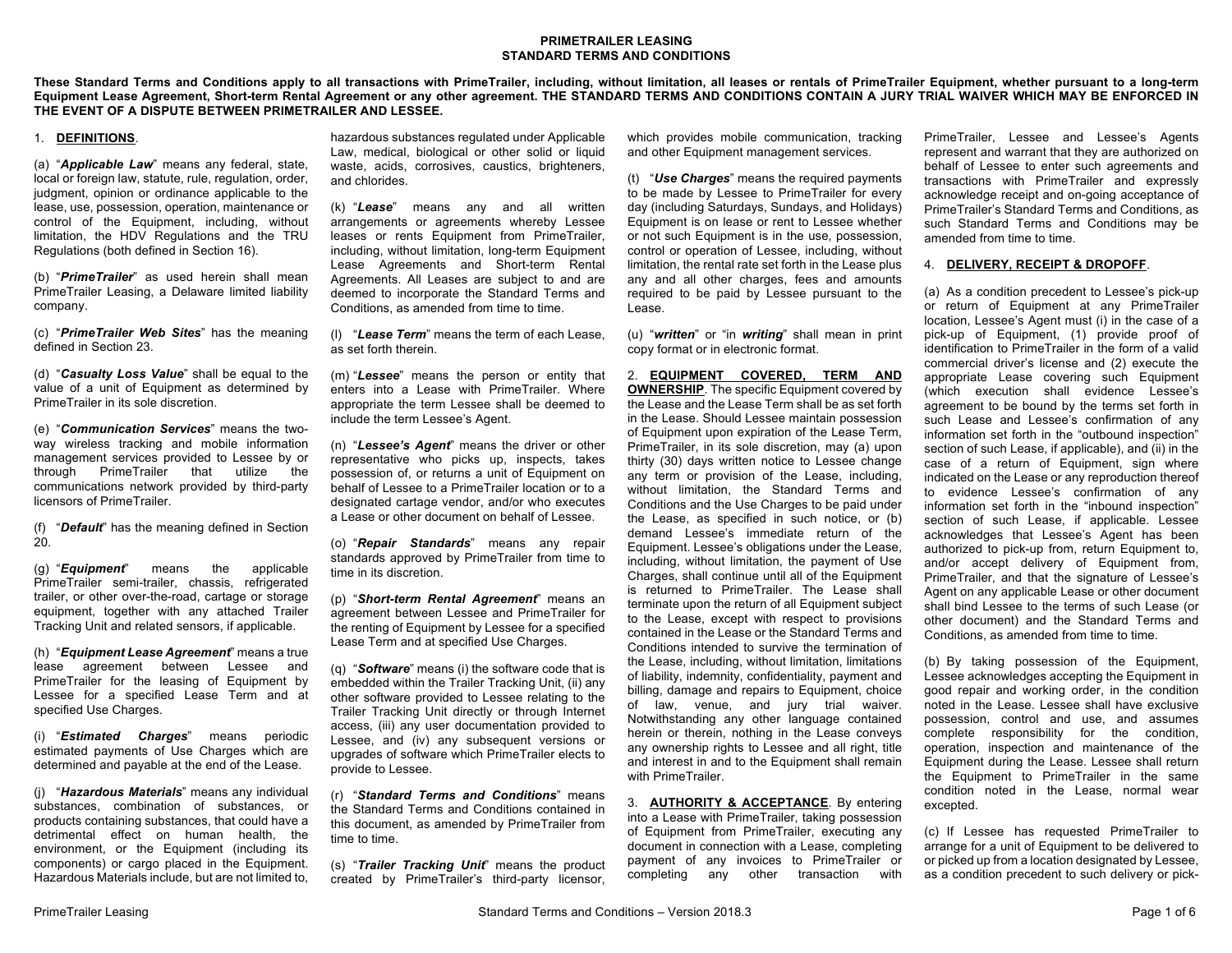# PRIMETRAILER LEASING
## STANDARD TERMS AND CONDITIONS

**These Standard Terms and Conditions apply to all transactions with PrimeTrailer, including, without limitation, all leases or rentals of PrimeTrailer Equipment, whether pursuant to a long-term Equipment Lease Agreement, Short-term Rental Agreement or any other agreement. THE STANDARD TERMS AND CONDITIONS CONTAIN A JURY TRIAL WAIVER WHICH MAY BE ENFORCED IN THE EVENT OF A DISPUTE BETWEEN PRIMETRAILER AND LESSEE.**

1. **DEFINITIONS**.

(a) "***Applicable Law***" means any federal, state, local or foreign law, statute, rule, regulation, order, judgment, opinion or ordinance applicable to the lease, use, possession, operation, maintenance or control of the Equipment, including, without limitation, the HDV Regulations and the TRU Regulations (both defined in Section 16).

(b) "***PrimeTrailer***" as used herein shall mean PrimeTrailer Leasing, a Delaware limited liability company.

(c) "***PrimeTrailer Web Sites***" has the meaning defined in Section 23.

(d) "***Casualty Loss Value***" shall be equal to the value of a unit of Equipment as determined by PrimeTrailer in its sole discretion.

(e) "***Communication Services***" means the two-way wireless tracking and mobile information management services provided to Lessee by or through PrimeTrailer that utilize the communications network provided by third-party licensors of PrimeTrailer.

(f) "***Default***" has the meaning defined in Section 20.

(g) "***Equipment***" means the applicable PrimeTrailer semi-trailer, chassis, refrigerated trailer, or other over-the-road, cartage or storage equipment, together with any attached Trailer Tracking Unit and related sensors, if applicable.

(h) "***Equipment Lease Agreement***" means a true lease agreement between Lessee and PrimeTrailer for the leasing of Equipment by Lessee for a specified Lease Term and at specified Use Charges.

(i) "***Estimated Charges***" means periodic estimated payments of Use Charges which are determined and payable at the end of the Lease.

(j) "***Hazardous Materials***" means any individual substances, combination of substances, or products containing substances, that could have a detrimental effect on human health, the environment, or the Equipment (including its components) or cargo placed in the Equipment. Hazardous Materials include, but are not limited to, hazardous substances regulated under Applicable Law, medical, biological or other solid or liquid waste, acids, corrosives, caustics, brighteners, and chlorides.

(k) "***Lease***" means any and all written arrangements or agreements whereby Lessee leases or rents Equipment from PrimeTrailer, including, without limitation, long-term Equipment Lease Agreements and Short-term Rental Agreements. All Leases are subject to and are deemed to incorporate the Standard Terms and Conditions, as amended from time to time.

(l) "***Lease Term***" means the term of each Lease, as set forth therein.

(m) "***Lessee***" means the person or entity that enters into a Lease with PrimeTrailer. Where appropriate the term Lessee shall be deemed to include the term Lessee's Agent.

(n) "***Lessee's Agent***" means the driver or other representative who picks up, inspects, takes possession of, or returns a unit of Equipment on behalf of Lessee to a PrimeTrailer location or to a designated cartage vendor, and/or who executes a Lease or other document on behalf of Lessee.

(o) "***Repair Standards***" means any repair standards approved by PrimeTrailer from time to time in its discretion.

(p) "***Short-term Rental Agreement***" means an agreement between Lessee and PrimeTrailer for the renting of Equipment by Lessee for a specified Lease Term and at specified Use Charges.

(q) "***Software***" means (i) the software code that is embedded within the Trailer Tracking Unit, (ii) any other software provided to Lessee relating to the Trailer Tracking Unit directly or through Internet access, (iii) any user documentation provided to Lessee, and (iv) any subsequent versions or upgrades of software which PrimeTrailer elects to provide to Lessee.

(r) "***Standard Terms and Conditions***" means the Standard Terms and Conditions contained in this document, as amended by PrimeTrailer from time to time.

(s) "***Trailer Tracking Unit***" means the product created by PrimeTrailer's third-party licensor, which provides mobile communication, tracking and other Equipment management services.

(t) "***Use Charges***" means the required payments to be made by Lessee to PrimeTrailer for every day (including Saturdays, Sundays, and Holidays) Equipment is on lease or rent to Lessee whether or not such Equipment is in the use, possession, control or operation of Lessee, including, without limitation, the rental rate set forth in the Lease plus any and all other charges, fees and amounts required to be paid by Lessee pursuant to the Lease.

(u) "***written***" or "in ***writing***" shall mean in print copy format or in electronic format.

2. **EQUIPMENT COVERED, TERM AND OWNERSHIP**. The specific Equipment covered by the Lease and the Lease Term shall be as set forth in the Lease. Should Lessee maintain possession of Equipment upon expiration of the Lease Term, PrimeTrailer, in its sole discretion, may (a) upon thirty (30) days written notice to Lessee change any term or provision of the Lease, including, without limitation, the Standard Terms and Conditions and the Use Charges to be paid under the Lease, as specified in such notice, or (b) demand Lessee's immediate return of the Equipment. Lessee's obligations under the Lease, including, without limitation, the payment of Use Charges, shall continue until all of the Equipment is returned to PrimeTrailer. The Lease shall terminate upon the return of all Equipment subject to the Lease, except with respect to provisions contained in the Lease or the Standard Terms and Conditions intended to survive the termination of the Lease, including, without limitation, limitations of liability, indemnity, confidentiality, payment and billing, damage and repairs to Equipment, choice of law, venue, and jury trial waiver. Notwithstanding any other language contained herein or therein, nothing in the Lease conveys any ownership rights to Lessee and all right, title and interest in and to the Equipment shall remain with PrimeTrailer.

3. **AUTHORITY & ACCEPTANCE**. By entering into a Lease with PrimeTrailer, taking possession of Equipment from PrimeTrailer, executing any document in connection with a Lease, completing payment of any invoices to PrimeTrailer or completing any other transaction with PrimeTrailer, Lessee and Lessee's Agents represent and warrant that they are authorized on behalf of Lessee to enter such agreements and transactions with PrimeTrailer and expressly acknowledge receipt and on-going acceptance of PrimeTrailer's Standard Terms and Conditions, as such Standard Terms and Conditions may be amended from time to time.

4. **DELIVERY, RECEIPT & DROPOFF**.

(a) As a condition precedent to Lessee's pick-up or return of Equipment at any PrimeTrailer location, Lessee's Agent must (i) in the case of a pick-up of Equipment, (1) provide proof of identification to PrimeTrailer in the form of a valid commercial driver's license and (2) execute the appropriate Lease covering such Equipment (which execution shall evidence Lessee's agreement to be bound by the terms set forth in such Lease and Lessee's confirmation of any information set forth in the "outbound inspection" section of such Lease, if applicable), and (ii) in the case of a return of Equipment, sign where indicated on the Lease or any reproduction thereof to evidence Lessee's confirmation of any information set forth in the "inbound inspection" section of such Lease, if applicable. Lessee acknowledges that Lessee's Agent has been authorized to pick-up from, return Equipment to, and/or accept delivery of Equipment from, PrimeTrailer, and that the signature of Lessee's Agent on any applicable Lease or other document shall bind Lessee to the terms of such Lease (or other document) and the Standard Terms and Conditions, as amended from time to time.

(b) By taking possession of the Equipment, Lessee acknowledges accepting the Equipment in good repair and working order, in the condition noted in the Lease. Lessee shall have exclusive possession, control and use, and assumes complete responsibility for the condition, operation, inspection and maintenance of the Equipment during the Lease. Lessee shall return the Equipment to PrimeTrailer in the same condition noted in the Lease, normal wear excepted.

(c) If Lessee has requested PrimeTrailer to arrange for a unit of Equipment to be delivered to or picked up from a location designated by Lessee, as a condition precedent to such delivery or pick-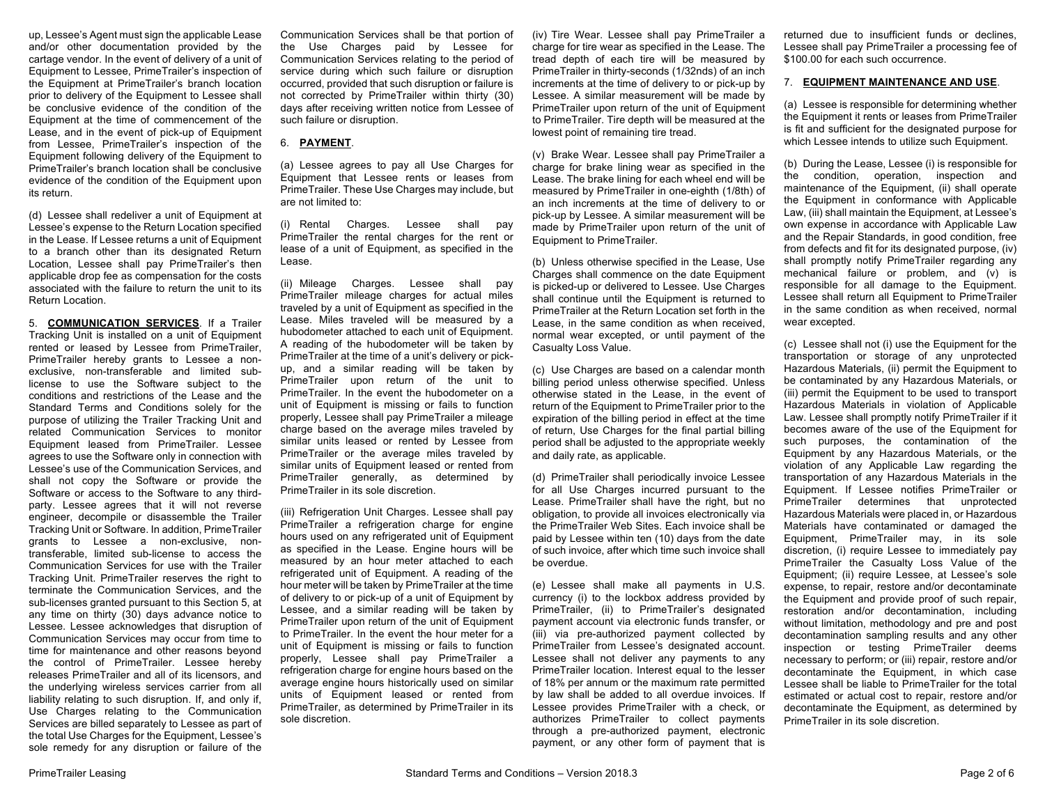up, Lessee's Agent must sign the applicable Lease and/or other documentation provided by the cartage vendor. In the event of delivery of a unit of Equipment to Lessee, PrimeTrailer's inspection of the Equipment at PrimeTrailer's branch location prior to delivery of the Equipment to Lessee shall be conclusive evidence of the condition of the Equipment at the time of commencement of the Lease, and in the event of pick-up of Equipment from Lessee, PrimeTrailer's inspection of the Equipment following delivery of the Equipment to PrimeTrailer's branch location shall be conclusive evidence of the condition of the Equipment upon its return.

(d) Lessee shall redeliver a unit of Equipment at Lessee's expense to the Return Location specified in the Lease. If Lessee returns a unit of Equipment to a branch other than its designated Return Location, Lessee shall pay PrimeTrailer's then applicable drop fee as compensation for the costs associated with the failure to return the unit to its Return Location.

5. **COMMUNICATION SERVICES**. If a Trailer Tracking Unit is installed on a unit of Equipment rented or leased by Lessee from PrimeTrailer, PrimeTrailer hereby grants to Lessee a non-exclusive, non-transferable and limited sub-license to use the Software subject to the conditions and restrictions of the Lease and the Standard Terms and Conditions solely for the purpose of utilizing the Trailer Tracking Unit and related Communication Services to monitor Equipment leased from PrimeTrailer. Lessee agrees to use the Software only in connection with Lessee's use of the Communication Services, and shall not copy the Software or provide the Software or access to the Software to any third-party. Lessee agrees that it will not reverse engineer, decompile or disassemble the Trailer Tracking Unit or Software. In addition, PrimeTrailer grants to Lessee a non-exclusive, non-transferable, limited sub-license to access the Communication Services for use with the Trailer Tracking Unit. PrimeTrailer reserves the right to terminate the Communication Services, and the sub-licenses granted pursuant to this Section 5, at any time on thirty (30) days advance notice to Lessee. Lessee acknowledges that disruption of Communication Services may occur from time to time for maintenance and other reasons beyond the control of PrimeTrailer. Lessee hereby releases PrimeTrailer and all of its licensors, and the underlying wireless services carrier from all liability relating to such disruption. If, and only if, Use Charges relating to the Communication Services are billed separately to Lessee as part of the total Use Charges for the Equipment, Lessee's sole remedy for any disruption or failure of the Communication Services shall be that portion of the Use Charges paid by Lessee for Communication Services relating to the period of service during which such failure or disruption occurred, provided that such disruption or failure is not corrected by PrimeTrailer within thirty (30) days after receiving written notice from Lessee of such failure or disruption.

6. **PAYMENT**.

(a) Lessee agrees to pay all Use Charges for Equipment that Lessee rents or leases from PrimeTrailer. These Use Charges may include, but are not limited to:

(i) Rental Charges. Lessee shall pay PrimeTrailer the rental charges for the rent or lease of a unit of Equipment, as specified in the Lease.

(ii) Mileage Charges. Lessee shall pay PrimeTrailer mileage charges for actual miles traveled by a unit of Equipment as specified in the Lease. Miles traveled will be measured by a hubodometer attached to each unit of Equipment. A reading of the hubodometer will be taken by PrimeTrailer at the time of a unit's delivery or pick-up, and a similar reading will be taken by PrimeTrailer upon return of the unit to PrimeTrailer. In the event the hubodometer on a unit of Equipment is missing or fails to function properly, Lessee shall pay PrimeTrailer a mileage charge based on the average miles traveled by similar units leased or rented by Lessee from PrimeTrailer or the average miles traveled by similar units of Equipment leased or rented from PrimeTrailer generally, as determined by PrimeTrailer in its sole discretion.

(iii) Refrigeration Unit Charges. Lessee shall pay PrimeTrailer a refrigeration charge for engine hours used on any refrigerated unit of Equipment as specified in the Lease. Engine hours will be measured by an hour meter attached to each refrigerated unit of Equipment. A reading of the hour meter will be taken by PrimeTrailer at the time of delivery to or pick-up of a unit of Equipment by Lessee, and a similar reading will be taken by PrimeTrailer upon return of the unit of Equipment to PrimeTrailer. In the event the hour meter for a unit of Equipment is missing or fails to function properly, Lessee shall pay PrimeTrailer a refrigeration charge for engine hours based on the average engine hours historically used on similar units of Equipment leased or rented from PrimeTrailer, as determined by PrimeTrailer in its sole discretion.

(iv) Tire Wear. Lessee shall pay PrimeTrailer a charge for tire wear as specified in the Lease. The tread depth of each tire will be measured by PrimeTrailer in thirty-seconds (1/32nds) of an inch increments at the time of delivery to or pick-up by Lessee. A similar measurement will be made by PrimeTrailer upon return of the unit of Equipment to PrimeTrailer. Tire depth will be measured at the lowest point of remaining tire tread.

(v) Brake Wear. Lessee shall pay PrimeTrailer a charge for brake lining wear as specified in the Lease. The brake lining for each wheel end will be measured by PrimeTrailer in one-eighth (1/8th) of an inch increments at the time of delivery to or pick-up by Lessee. A similar measurement will be made by PrimeTrailer upon return of the unit of Equipment to PrimeTrailer.

(b) Unless otherwise specified in the Lease, Use Charges shall commence on the date Equipment is picked-up or delivered to Lessee. Use Charges shall continue until the Equipment is returned to PrimeTrailer at the Return Location set forth in the Lease, in the same condition as when received, normal wear excepted, or until payment of the Casualty Loss Value.

(c) Use Charges are based on a calendar month billing period unless otherwise specified. Unless otherwise stated in the Lease, in the event of return of the Equipment to PrimeTrailer prior to the expiration of the billing period in effect at the time of return, Use Charges for the final partial billing period shall be adjusted to the appropriate weekly and daily rate, as applicable.

(d) PrimeTrailer shall periodically invoice Lessee for all Use Charges incurred pursuant to the Lease. PrimeTrailer shall have the right, but no obligation, to provide all invoices electronically via the PrimeTrailer Web Sites. Each invoice shall be paid by Lessee within ten (10) days from the date of such invoice, after which time such invoice shall be overdue.

(e) Lessee shall make all payments in U.S. currency (i) to the lockbox address provided by PrimeTrailer, (ii) to PrimeTrailer's designated payment account via electronic funds transfer, or (iii) via pre-authorized payment collected by PrimeTrailer from Lessee's designated account. Lessee shall not deliver any payments to any PrimeTrailer location. Interest equal to the lesser of 18% per annum or the maximum rate permitted by law shall be added to all overdue invoices. If Lessee provides PrimeTrailer with a check, or authorizes PrimeTrailer to collect payments through a pre-authorized payment, electronic payment, or any other form of payment that is returned due to insufficient funds or declines, Lessee shall pay PrimeTrailer a processing fee of $100.00 for each such occurrence.

7. **EQUIPMENT MAINTENANCE AND USE**.

(a) Lessee is responsible for determining whether the Equipment it rents or leases from PrimeTrailer is fit and sufficient for the designated purpose for which Lessee intends to utilize such Equipment.

(b) During the Lease, Lessee (i) is responsible for the condition, operation, inspection and maintenance of the Equipment, (ii) shall operate the Equipment in conformance with Applicable Law, (iii) shall maintain the Equipment, at Lessee's own expense in accordance with Applicable Law and the Repair Standards, in good condition, free from defects and fit for its designated purpose, (iv) shall promptly notify PrimeTrailer regarding any mechanical failure or problem, and (v) is responsible for all damage to the Equipment. Lessee shall return all Equipment to PrimeTrailer in the same condition as when received, normal wear excepted.

(c) Lessee shall not (i) use the Equipment for the transportation or storage of any unprotected Hazardous Materials, (ii) permit the Equipment to be contaminated by any Hazardous Materials, or (iii) permit the Equipment to be used to transport Hazardous Materials in violation of Applicable Law. Lessee shall promptly notify PrimeTrailer if it becomes aware of the use of the Equipment for such purposes, the contamination of the Equipment by any Hazardous Materials, or the violation of any Applicable Law regarding the transportation of any Hazardous Materials in the Equipment. If Lessee notifies PrimeTrailer or PrimeTrailer determines that unprotected Hazardous Materials were placed in, or Hazardous Materials have contaminated or damaged the Equipment, PrimeTrailer may, in its sole discretion, (i) require Lessee to immediately pay PrimeTrailer the Casualty Loss Value of the Equipment; (ii) require Lessee, at Lessee's sole expense, to repair, restore and/or decontaminate the Equipment and provide proof of such repair, restoration and/or decontamination, including without limitation, methodology and pre and post decontamination sampling results and any other inspection or testing PrimeTrailer deems necessary to perform; or (iii) repair, restore and/or decontaminate the Equipment, in which case Lessee shall be liable to PrimeTrailer for the total estimated or actual cost to repair, restore and/or decontaminate the Equipment, as determined by PrimeTrailer in its sole discretion.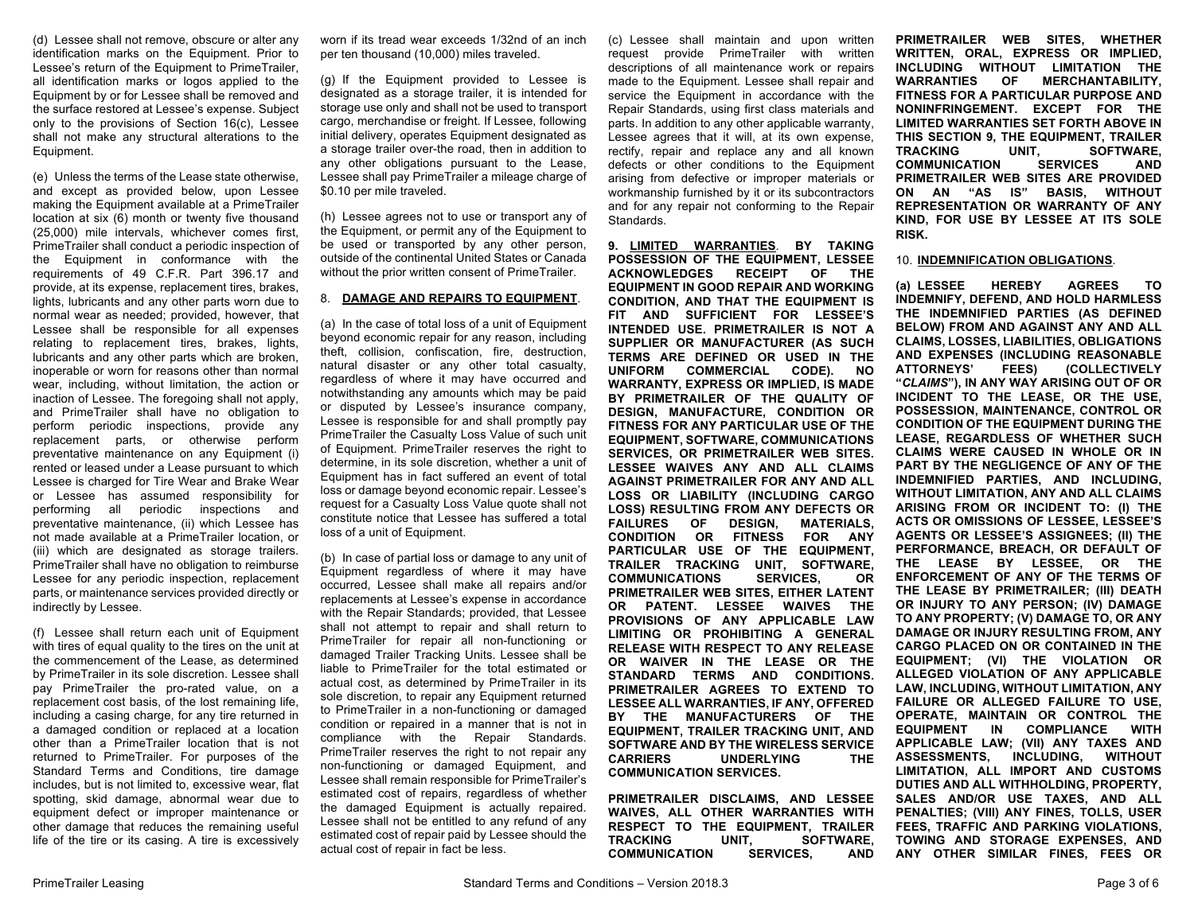(d) Lessee shall not remove, obscure or alter any identification marks on the Equipment. Prior to Lessee's return of the Equipment to PrimeTrailer, all identification marks or logos applied to the Equipment by or for Lessee shall be removed and the surface restored at Lessee's expense. Subject only to the provisions of Section 16(c), Lessee shall not make any structural alterations to the Equipment.

(e) Unless the terms of the Lease state otherwise, and except as provided below, upon Lessee making the Equipment available at a PrimeTrailer location at six (6) month or twenty five thousand (25,000) mile intervals, whichever comes first, PrimeTrailer shall conduct a periodic inspection of the Equipment in conformance with the requirements of 49 C.F.R. Part 396.17 and provide, at its expense, replacement tires, brakes, lights, lubricants and any other parts worn due to normal wear as needed; provided, however, that Lessee shall be responsible for all expenses relating to replacement tires, brakes, lights, lubricants and any other parts which are broken, inoperable or worn for reasons other than normal wear, including, without limitation, the action or inaction of Lessee. The foregoing shall not apply, and PrimeTrailer shall have no obligation to perform periodic inspections, provide any replacement parts, or otherwise perform preventative maintenance on any Equipment (i) rented or leased under a Lease pursuant to which Lessee is charged for Tire Wear and Brake Wear or Lessee has assumed responsibility for performing all periodic inspections and preventative maintenance, (ii) which Lessee has not made available at a PrimeTrailer location, or (iii) which are designated as storage trailers. PrimeTrailer shall have no obligation to reimburse Lessee for any periodic inspection, replacement parts, or maintenance services provided directly or indirectly by Lessee.

(f) Lessee shall return each unit of Equipment with tires of equal quality to the tires on the unit at the commencement of the Lease, as determined by PrimeTrailer in its sole discretion. Lessee shall pay PrimeTrailer the pro-rated value, on a replacement cost basis, of the lost remaining life, including a casing charge, for any tire returned in a damaged condition or replaced at a location other than a PrimeTrailer location that is not returned to PrimeTrailer. For purposes of the Standard Terms and Conditions, tire damage includes, but is not limited to, excessive wear, flat spotting, skid damage, abnormal wear due to equipment defect or improper maintenance or other damage that reduces the remaining useful life of the tire or its casing. A tire is excessively worn if its tread wear exceeds 1/32nd of an inch per ten thousand (10,000) miles traveled.

(g) If the Equipment provided to Lessee is designated as a storage trailer, it is intended for storage use only and shall not be used to transport cargo, merchandise or freight. If Lessee, following initial delivery, operates Equipment designated as a storage trailer over-the road, then in addition to any other obligations pursuant to the Lease, Lessee shall pay PrimeTrailer a mileage charge of $0.10 per mile traveled.

(h) Lessee agrees not to use or transport any of the Equipment, or permit any of the Equipment to be used or transported by any other person, outside of the continental United States or Canada without the prior written consent of PrimeTrailer.

8. **DAMAGE AND REPAIRS TO EQUIPMENT**.

(a) In the case of total loss of a unit of Equipment beyond economic repair for any reason, including theft, collision, confiscation, fire, destruction, natural disaster or any other total casualty, regardless of where it may have occurred and notwithstanding any amounts which may be paid or disputed by Lessee's insurance company, Lessee is responsible for and shall promptly pay PrimeTrailer the Casualty Loss Value of such unit of Equipment. PrimeTrailer reserves the right to determine, in its sole discretion, whether a unit of Equipment has in fact suffered an event of total loss or damage beyond economic repair. Lessee's request for a Casualty Loss Value quote shall not constitute notice that Lessee has suffered a total loss of a unit of Equipment.

(b) In case of partial loss or damage to any unit of Equipment regardless of where it may have occurred, Lessee shall make all repairs and/or replacements at Lessee's expense in accordance with the Repair Standards; provided, that Lessee shall not attempt to repair and shall return to PrimeTrailer for repair all non-functioning or damaged Trailer Tracking Units. Lessee shall be liable to PrimeTrailer for the total estimated or actual cost, as determined by PrimeTrailer in its sole discretion, to repair any Equipment returned to PrimeTrailer in a non-functioning or damaged condition or repaired in a manner that is not in compliance with the Repair Standards. PrimeTrailer reserves the right to not repair any non-functioning or damaged Equipment, and Lessee shall remain responsible for PrimeTrailer's estimated cost of repairs, regardless of whether the damaged Equipment is actually repaired. Lessee shall not be entitled to any refund of any estimated cost of repair paid by Lessee should the actual cost of repair in fact be less.

(c) Lessee shall maintain and upon written request provide PrimeTrailer with written descriptions of all maintenance work or repairs made to the Equipment. Lessee shall repair and service the Equipment in accordance with the Repair Standards, using first class materials and parts. In addition to any other applicable warranty, Lessee agrees that it will, at its own expense, rectify, repair and replace any and all known defects or other conditions to the Equipment arising from defective or improper materials or workmanship furnished by it or its subcontractors and for any repair not conforming to the Repair Standards.

**9. LIMITED WARRANTIES. BY TAKING POSSESSION OF THE EQUIPMENT, LESSEE ACKNOWLEDGES RECEIPT OF THE EQUIPMENT IN GOOD REPAIR AND WORKING CONDITION, AND THAT THE EQUIPMENT IS FIT AND SUFFICIENT FOR LESSEE'S INTENDED USE. PRIMETRAILER IS NOT A SUPPLIER OR MANUFACTURER (AS SUCH TERMS ARE DEFINED OR USED IN THE UNIFORM COMMERCIAL CODE). NO WARRANTY, EXPRESS OR IMPLIED, IS MADE BY PRIMETRAILER OF THE QUALITY OF DESIGN, MANUFACTURE, CONDITION OR FITNESS FOR ANY PARTICULAR USE OF THE EQUIPMENT, SOFTWARE, COMMUNICATIONS SERVICES, OR PRIMETRAILER WEB SITES. LESSEE WAIVES ANY AND ALL CLAIMS AGAINST PRIMETRAILER FOR ANY AND ALL LOSS OR LIABILITY (INCLUDING CARGO LOSS) RESULTING FROM ANY DEFECTS OR FAILURES OF DESIGN, MATERIALS, CONDITION OR FITNESS FOR ANY PARTICULAR USE OF THE EQUIPMENT, TRAILER TRACKING UNIT, SOFTWARE, COMMUNICATIONS SERVICES, OR PRIMETRAILER WEB SITES, EITHER LATENT OR PATENT. LESSEE WAIVES THE PROVISIONS OF ANY APPLICABLE LAW LIMITING OR PROHIBITING A GENERAL RELEASE WITH RESPECT TO ANY RELEASE OR WAIVER IN THE LEASE OR THE STANDARD TERMS AND CONDITIONS. PRIMETRAILER AGREES TO EXTEND TO LESSEE ALL WARRANTIES, IF ANY, OFFERED BY THE MANUFACTURERS OF THE EQUIPMENT, TRAILER TRACKING UNIT, AND SOFTWARE AND BY THE WIRELESS SERVICE CARRIERS UNDERLYING THE COMMUNICATION SERVICES.**

**PRIMETRAILER DISCLAIMS, AND LESSEE WAIVES, ALL OTHER WARRANTIES WITH RESPECT TO THE EQUIPMENT, TRAILER TRACKING UNIT, SOFTWARE, COMMUNICATION SERVICES, AND PRIMETRAILER WEB SITES, WHETHER WRITTEN, ORAL, EXPRESS OR IMPLIED, INCLUDING WITHOUT LIMITATION THE WARRANTIES OF MERCHANTABILITY, FITNESS FOR A PARTICULAR PURPOSE AND NONINFRINGEMENT. EXCEPT FOR THE LIMITED WARRANTIES SET FORTH ABOVE IN THIS SECTION 9, THE EQUIPMENT, TRAILER TRACKING UNIT, SOFTWARE, COMMUNICATION SERVICES AND PRIMETRAILER WEB SITES ARE PROVIDED ON AN "AS IS" BASIS, WITHOUT REPRESENTATION OR WARRANTY OF ANY KIND, FOR USE BY LESSEE AT ITS SOLE RISK.**

10. **INDEMNIFICATION OBLIGATIONS**.

**(a) LESSEE HEREBY AGREES TO INDEMNIFY, DEFEND, AND HOLD HARMLESS THE INDEMNIFIED PARTIES (AS DEFINED BELOW) FROM AND AGAINST ANY AND ALL CLAIMS, LOSSES, LIABILITIES, OBLIGATIONS AND EXPENSES (INCLUDING REASONABLE ATTORNEYS' FEES) (COLLECTIVELY "*CLAIMS*"), IN ANY WAY ARISING OUT OF OR INCIDENT TO THE LEASE, OR THE USE, POSSESSION, MAINTENANCE, CONTROL OR CONDITION OF THE EQUIPMENT DURING THE LEASE, REGARDLESS OF WHETHER SUCH CLAIMS WERE CAUSED IN WHOLE OR IN PART BY THE NEGLIGENCE OF ANY OF THE INDEMNIFIED PARTIES, AND INCLUDING, WITHOUT LIMITATION, ANY AND ALL CLAIMS ARISING FROM OR INCIDENT TO: (I) THE ACTS OR OMISSIONS OF LESSEE, LESSEE'S AGENTS OR LESSEE'S ASSIGNEES; (II) THE PERFORMANCE, BREACH, OR DEFAULT OF THE LEASE BY LESSEE, OR THE ENFORCEMENT OF ANY OF THE TERMS OF THE LEASE BY PRIMETRAILER; (III) DEATH OR INJURY TO ANY PERSON; (IV) DAMAGE TO ANY PROPERTY; (V) DAMAGE TO, OR ANY DAMAGE OR INJURY RESULTING FROM, ANY CARGO PLACED ON OR CONTAINED IN THE EQUIPMENT; (VI) THE VIOLATION OR ALLEGED VIOLATION OF ANY APPLICABLE LAW, INCLUDING, WITHOUT LIMITATION, ANY FAILURE OR ALLEGED FAILURE TO USE, OPERATE, MAINTAIN OR CONTROL THE EQUIPMENT IN COMPLIANCE WITH APPLICABLE LAW; (VII) ANY TAXES AND ASSESSMENTS, INCLUDING, WITHOUT LIMITATION, ALL IMPORT AND CUSTOMS DUTIES AND ALL WITHHOLDING, PROPERTY, SALES AND/OR USE TAXES, AND ALL PENALTIES; (VIII) ANY FINES, TOLLS, USER FEES, TRAFFIC AND PARKING VIOLATIONS, TOWING AND STORAGE EXPENSES, AND ANY OTHER SIMILAR FINES, FEES OR**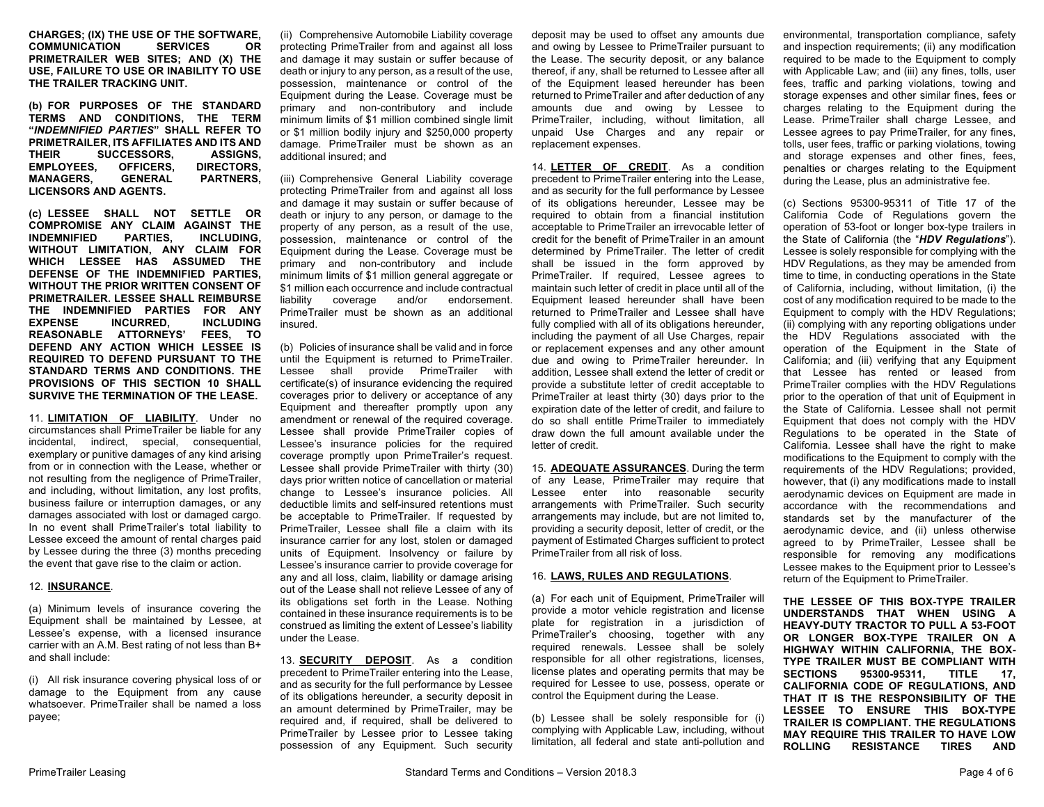**CHARGES; (IX) THE USE OF THE SOFTWARE, COMMUNICATION SERVICES OR PRIMETRAILER WEB SITES; AND (X) THE USE, FAILURE TO USE OR INABILITY TO USE THE TRAILER TRACKING UNIT.**

**(b) FOR PURPOSES OF THE STANDARD TERMS AND CONDITIONS, THE TERM "*INDEMNIFIED PARTIES*" SHALL REFER TO PRIMETRAILER, ITS AFFILIATES AND ITS AND THEIR SUCCESSORS, ASSIGNS, EMPLOYEES, OFFICERS, DIRECTORS, MANAGERS, GENERAL PARTNERS, LICENSORS AND AGENTS.**

**(c) LESSEE SHALL NOT SETTLE OR COMPROMISE ANY CLAIM AGAINST THE INDEMNIFIED PARTIES, INCLUDING, WITHOUT LIMITATION, ANY CLAIM FOR WHICH LESSEE HAS ASSUMED THE DEFENSE OF THE INDEMNIFIED PARTIES, WITHOUT THE PRIOR WRITTEN CONSENT OF PRIMETRAILER. LESSEE SHALL REIMBURSE THE INDEMNIFIED PARTIES FOR ANY EXPENSE INCURRED, INCLUDING REASONABLE ATTORNEYS' FEES, TO DEFEND ANY ACTION WHICH LESSEE IS REQUIRED TO DEFEND PURSUANT TO THE STANDARD TERMS AND CONDITIONS. THE PROVISIONS OF THIS SECTION 10 SHALL SURVIVE THE TERMINATION OF THE LEASE.**

11. **LIMITATION OF LIABILITY**. Under no circumstances shall PrimeTrailer be liable for any incidental, indirect, special, consequential, exemplary or punitive damages of any kind arising from or in connection with the Lease, whether or not resulting from the negligence of PrimeTrailer, and including, without limitation, any lost profits, business failure or interruption damages, or any damages associated with lost or damaged cargo. In no event shall PrimeTrailer's total liability to Lessee exceed the amount of rental charges paid by Lessee during the three (3) months preceding the event that gave rise to the claim or action.

12. **INSURANCE**.

(a) Minimum levels of insurance covering the Equipment shall be maintained by Lessee, at Lessee's expense, with a licensed insurance carrier with an A.M. Best rating of not less than B+ and shall include:

(i) All risk insurance covering physical loss of or damage to the Equipment from any cause whatsoever. PrimeTrailer shall be named a loss payee;

(ii) Comprehensive Automobile Liability coverage protecting PrimeTrailer from and against all loss and damage it may sustain or suffer because of death or injury to any person, as a result of the use, possession, maintenance or control of the Equipment during the Lease. Coverage must be primary and non-contributory and include minimum limits of $1 million combined single limit or $1 million bodily injury and $250,000 property damage. PrimeTrailer must be shown as an additional insured; and

(iii) Comprehensive General Liability coverage protecting PrimeTrailer from and against all loss and damage it may sustain or suffer because of death or injury to any person, or damage to the property of any person, as a result of the use, possession, maintenance or control of the Equipment during the Lease. Coverage must be primary and non-contributory and include minimum limits of $1 million general aggregate or $1 million each occurrence and include contractual liability coverage and/or endorsement. PrimeTrailer must be shown as an additional insured.

(b) Policies of insurance shall be valid and in force until the Equipment is returned to PrimeTrailer. Lessee shall provide PrimeTrailer with certificate(s) of insurance evidencing the required coverages prior to delivery or acceptance of any Equipment and thereafter promptly upon any amendment or renewal of the required coverage. Lessee shall provide PrimeTrailer copies of Lessee's insurance policies for the required coverage promptly upon PrimeTrailer's request. Lessee shall provide PrimeTrailer with thirty (30) days prior written notice of cancellation or material change to Lessee's insurance policies. All deductible limits and self-insured retentions must be acceptable to PrimeTrailer. If requested by PrimeTrailer, Lessee shall file a claim with its insurance carrier for any lost, stolen or damaged units of Equipment. Insolvency or failure by Lessee's insurance carrier to provide coverage for any and all loss, claim, liability or damage arising out of the Lease shall not relieve Lessee of any of its obligations set forth in the Lease. Nothing contained in these insurance requirements is to be construed as limiting the extent of Lessee's liability under the Lease.

13. **SECURITY DEPOSIT**. As a condition precedent to PrimeTrailer entering into the Lease, and as security for the full performance by Lessee of its obligations hereunder, a security deposit in an amount determined by PrimeTrailer, may be required and, if required, shall be delivered to PrimeTrailer by Lessee prior to Lessee taking possession of any Equipment. Such security deposit may be used to offset any amounts due and owing by Lessee to PrimeTrailer pursuant to the Lease. The security deposit, or any balance thereof, if any, shall be returned to Lessee after all of the Equipment leased hereunder has been returned to PrimeTrailer and after deduction of any amounts due and owing by Lessee to PrimeTrailer, including, without limitation, all unpaid Use Charges and any repair or replacement expenses.

14. **LETTER OF CREDIT**. As a condition precedent to PrimeTrailer entering into the Lease, and as security for the full performance by Lessee of its obligations hereunder, Lessee may be required to obtain from a financial institution acceptable to PrimeTrailer an irrevocable letter of credit for the benefit of PrimeTrailer in an amount determined by PrimeTrailer. The letter of credit shall be issued in the form approved by PrimeTrailer. If required, Lessee agrees to maintain such letter of credit in place until all of the Equipment leased hereunder shall have been returned to PrimeTrailer and Lessee shall have fully complied with all of its obligations hereunder, including the payment of all Use Charges, repair or replacement expenses and any other amount due and owing to PrimeTrailer hereunder. In addition, Lessee shall extend the letter of credit or provide a substitute letter of credit acceptable to PrimeTrailer at least thirty (30) days prior to the expiration date of the letter of credit, and failure to do so shall entitle PrimeTrailer to immediately draw down the full amount available under the letter of credit.

15. **ADEQUATE ASSURANCES**. During the term of any Lease, PrimeTrailer may require that Lessee enter into reasonable security arrangements with PrimeTrailer. Such security arrangements may include, but are not limited to, providing a security deposit, letter of credit, or the payment of Estimated Charges sufficient to protect PrimeTrailer from all risk of loss.

16. **LAWS, RULES AND REGULATIONS**.

(a) For each unit of Equipment, PrimeTrailer will provide a motor vehicle registration and license plate for registration in a jurisdiction of PrimeTrailer's choosing, together with any required renewals. Lessee shall be solely responsible for all other registrations, licenses, license plates and operating permits that may be required for Lessee to use, possess, operate or control the Equipment during the Lease.

(b) Lessee shall be solely responsible for (i) complying with Applicable Law, including, without limitation, all federal and state anti-pollution and environmental, transportation compliance, safety and inspection requirements; (ii) any modification required to be made to the Equipment to comply with Applicable Law; and (iii) any fines, tolls, user fees, traffic and parking violations, towing and storage expenses and other similar fines, fees or charges relating to the Equipment during the Lease. PrimeTrailer shall charge Lessee, and Lessee agrees to pay PrimeTrailer, for any fines, tolls, user fees, traffic or parking violations, towing and storage expenses and other fines, fees, penalties or charges relating to the Equipment during the Lease, plus an administrative fee.

(c) Sections 95300-95311 of Title 17 of the California Code of Regulations govern the operation of 53-foot or longer box-type trailers in the State of California (the "***HDV Regulations***"). Lessee is solely responsible for complying with the HDV Regulations, as they may be amended from time to time, in conducting operations in the State of California, including, without limitation, (i) the cost of any modification required to be made to the Equipment to comply with the HDV Regulations; (ii) complying with any reporting obligations under the HDV Regulations associated with the operation of the Equipment in the State of California; and (iii) verifying that any Equipment that Lessee has rented or leased from PrimeTrailer complies with the HDV Regulations prior to the operation of that unit of Equipment in the State of California. Lessee shall not permit Equipment that does not comply with the HDV Regulations to be operated in the State of California. Lessee shall have the right to make modifications to the Equipment to comply with the requirements of the HDV Regulations; provided, however, that (i) any modifications made to install aerodynamic devices on Equipment are made in accordance with the recommendations and standards set by the manufacturer of the aerodynamic device, and (ii) unless otherwise agreed to by PrimeTrailer, Lessee shall be responsible for removing any modifications Lessee makes to the Equipment prior to Lessee's return of the Equipment to PrimeTrailer.

**THE LESSEE OF THIS BOX-TYPE TRAILER UNDERSTANDS THAT WHEN USING A HEAVY-DUTY TRACTOR TO PULL A 53-FOOT OR LONGER BOX-TYPE TRAILER ON A HIGHWAY WITHIN CALIFORNIA, THE BOX-TYPE TRAILER MUST BE COMPLIANT WITH SECTIONS 95300-95311, TITLE 17, CALIFORNIA CODE OF REGULATIONS, AND THAT IT IS THE RESPONSIBILITY OF THE LESSEE TO ENSURE THIS BOX-TYPE TRAILER IS COMPLIANT. THE REGULATIONS MAY REQUIRE THIS TRAILER TO HAVE LOW ROLLING RESISTANCE TIRES AND**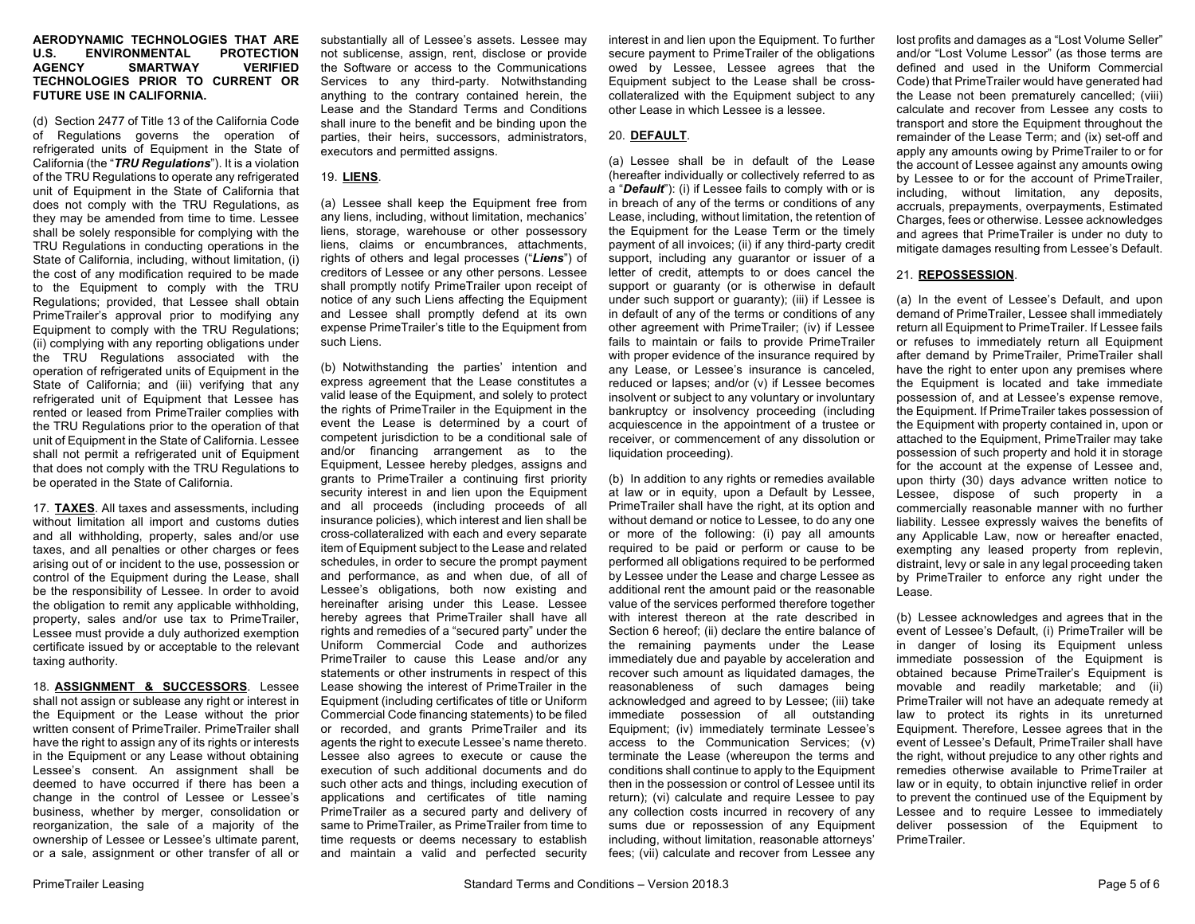**AERODYNAMIC TECHNOLOGIES THAT ARE U.S. ENVIRONMENTAL PROTECTION AGENCY SMARTWAY VERIFIED TECHNOLOGIES PRIOR TO CURRENT OR FUTURE USE IN CALIFORNIA.**

(d) Section 2477 of Title 13 of the California Code of Regulations governs the operation of refrigerated units of Equipment in the State of California (the "***TRU Regulations***"). It is a violation of the TRU Regulations to operate any refrigerated unit of Equipment in the State of California that does not comply with the TRU Regulations, as they may be amended from time to time. Lessee shall be solely responsible for complying with the TRU Regulations in conducting operations in the State of California, including, without limitation, (i) the cost of any modification required to be made to the Equipment to comply with the TRU Regulations; provided, that Lessee shall obtain PrimeTrailer's approval prior to modifying any Equipment to comply with the TRU Regulations; (ii) complying with any reporting obligations under the TRU Regulations associated with the operation of refrigerated units of Equipment in the State of California; and (iii) verifying that any refrigerated unit of Equipment that Lessee has rented or leased from PrimeTrailer complies with the TRU Regulations prior to the operation of that unit of Equipment in the State of California. Lessee shall not permit a refrigerated unit of Equipment that does not comply with the TRU Regulations to be operated in the State of California.

17. **TAXES**. All taxes and assessments, including without limitation all import and customs duties and all withholding, property, sales and/or use taxes, and all penalties or other charges or fees arising out of or incident to the use, possession or control of the Equipment during the Lease, shall be the responsibility of Lessee. In order to avoid the obligation to remit any applicable withholding, property, sales and/or use tax to PrimeTrailer, Lessee must provide a duly authorized exemption certificate issued by or acceptable to the relevant taxing authority.

18. **ASSIGNMENT & SUCCESSORS**. Lessee shall not assign or sublease any right or interest in the Equipment or the Lease without the prior written consent of PrimeTrailer. PrimeTrailer shall have the right to assign any of its rights or interests in the Equipment or any Lease without obtaining Lessee's consent. An assignment shall be deemed to have occurred if there has been a change in the control of Lessee or Lessee's business, whether by merger, consolidation or reorganization, the sale of a majority of the ownership of Lessee or Lessee's ultimate parent, or a sale, assignment or other transfer of all or substantially all of Lessee's assets. Lessee may not sublicense, assign, rent, disclose or provide the Software or access to the Communications Services to any third-party. Notwithstanding anything to the contrary contained herein, the Lease and the Standard Terms and Conditions shall inure to the benefit and be binding upon the parties, their heirs, successors, administrators, executors and permitted assigns.

19. **LIENS**.

(a) Lessee shall keep the Equipment free from any liens, including, without limitation, mechanics' liens, storage, warehouse or other possessory liens, claims or encumbrances, attachments, rights of others and legal processes ("***Liens***") of creditors of Lessee or any other persons. Lessee shall promptly notify PrimeTrailer upon receipt of notice of any such Liens affecting the Equipment and Lessee shall promptly defend at its own expense PrimeTrailer's title to the Equipment from such Liens.

(b) Notwithstanding the parties' intention and express agreement that the Lease constitutes a valid lease of the Equipment, and solely to protect the rights of PrimeTrailer in the Equipment in the event the Lease is determined by a court of competent jurisdiction to be a conditional sale of and/or financing arrangement as to the Equipment, Lessee hereby pledges, assigns and grants to PrimeTrailer a continuing first priority security interest in and lien upon the Equipment and all proceeds (including proceeds of all insurance policies), which interest and lien shall be cross-collateralized with each and every separate item of Equipment subject to the Lease and related schedules, in order to secure the prompt payment and performance, as and when due, of all of Lessee's obligations, both now existing and hereinafter arising under this Lease. Lessee hereby agrees that PrimeTrailer shall have all rights and remedies of a "secured party" under the Uniform Commercial Code and authorizes PrimeTrailer to cause this Lease and/or any statements or other instruments in respect of this Lease showing the interest of PrimeTrailer in the Equipment (including certificates of title or Uniform Commercial Code financing statements) to be filed or recorded, and grants PrimeTrailer and its agents the right to execute Lessee's name thereto. Lessee also agrees to execute or cause the execution of such additional documents and do such other acts and things, including execution of applications and certificates of title naming PrimeTrailer as a secured party and delivery of same to PrimeTrailer, as PrimeTrailer from time to time requests or deems necessary to establish and maintain a valid and perfected security interest in and lien upon the Equipment. To further secure payment to PrimeTrailer of the obligations owed by Lessee, Lessee agrees that the Equipment subject to the Lease shall be cross-collateralized with the Equipment subject to any other Lease in which Lessee is a lessee.

20. **DEFAULT**.

(a) Lessee shall be in default of the Lease (hereafter individually or collectively referred to as a "***Default***"): (i) if Lessee fails to comply with or is in breach of any of the terms or conditions of any Lease, including, without limitation, the retention of the Equipment for the Lease Term or the timely payment of all invoices; (ii) if any third-party credit support, including any guarantor or issuer of a letter of credit, attempts to or does cancel the support or guaranty (or is otherwise in default under such support or guaranty); (iii) if Lessee is in default of any of the terms or conditions of any other agreement with PrimeTrailer; (iv) if Lessee fails to maintain or fails to provide PrimeTrailer with proper evidence of the insurance required by any Lease, or Lessee's insurance is canceled, reduced or lapses; and/or (v) if Lessee becomes insolvent or subject to any voluntary or involuntary bankruptcy or insolvency proceeding (including acquiescence in the appointment of a trustee or receiver, or commencement of any dissolution or liquidation proceeding).

(b) In addition to any rights or remedies available at law or in equity, upon a Default by Lessee, PrimeTrailer shall have the right, at its option and without demand or notice to Lessee, to do any one or more of the following: (i) pay all amounts required to be paid or perform or cause to be performed all obligations required to be performed by Lessee under the Lease and charge Lessee as additional rent the amount paid or the reasonable value of the services performed therefore together with interest thereon at the rate described in Section 6 hereof; (ii) declare the entire balance of the remaining payments under the Lease immediately due and payable by acceleration and recover such amount as liquidated damages, the reasonableness of such damages being acknowledged and agreed to by Lessee; (iii) take immediate possession of all outstanding Equipment; (iv) immediately terminate Lessee's access to the Communication Services; (v) terminate the Lease (whereupon the terms and conditions shall continue to apply to the Equipment then in the possession or control of Lessee until its return); (vi) calculate and require Lessee to pay any collection costs incurred in recovery of any sums due or repossession of any Equipment including, without limitation, reasonable attorneys' fees; (vii) calculate and recover from Lessee any lost profits and damages as a "Lost Volume Seller" and/or "Lost Volume Lessor" (as those terms are defined and used in the Uniform Commercial Code) that PrimeTrailer would have generated had the Lease not been prematurely cancelled; (viii) calculate and recover from Lessee any costs to transport and store the Equipment throughout the remainder of the Lease Term; and (ix) set-off and apply any amounts owing by PrimeTrailer to or for the account of Lessee against any amounts owing by Lessee to or for the account of PrimeTrailer, including, without limitation, any deposits, accruals, prepayments, overpayments, Estimated Charges, fees or otherwise. Lessee acknowledges and agrees that PrimeTrailer is under no duty to mitigate damages resulting from Lessee's Default.

21. **REPOSSESSION**.

(a) In the event of Lessee's Default, and upon demand of PrimeTrailer, Lessee shall immediately return all Equipment to PrimeTrailer. If Lessee fails or refuses to immediately return all Equipment after demand by PrimeTrailer, PrimeTrailer shall have the right to enter upon any premises where the Equipment is located and take immediate possession of, and at Lessee's expense remove, the Equipment. If PrimeTrailer takes possession of the Equipment with property contained in, upon or attached to the Equipment, PrimeTrailer may take possession of such property and hold it in storage for the account at the expense of Lessee and, upon thirty (30) days advance written notice to Lessee, dispose of such property in a commercially reasonable manner with no further liability. Lessee expressly waives the benefits of any Applicable Law, now or hereafter enacted, exempting any leased property from replevin, distraint, levy or sale in any legal proceeding taken by PrimeTrailer to enforce any right under the Lease.

(b) Lessee acknowledges and agrees that in the event of Lessee's Default, (i) PrimeTrailer will be in danger of losing its Equipment unless immediate possession of the Equipment is obtained because PrimeTrailer's Equipment is movable and readily marketable; and (ii) PrimeTrailer will not have an adequate remedy at law to protect its rights in its unreturned Equipment. Therefore, Lessee agrees that in the event of Lessee's Default, PrimeTrailer shall have the right, without prejudice to any other rights and remedies otherwise available to PrimeTrailer at law or in equity, to obtain injunctive relief in order to prevent the continued use of the Equipment by Lessee and to require Lessee to immediately deliver possession of the Equipment to PrimeTrailer.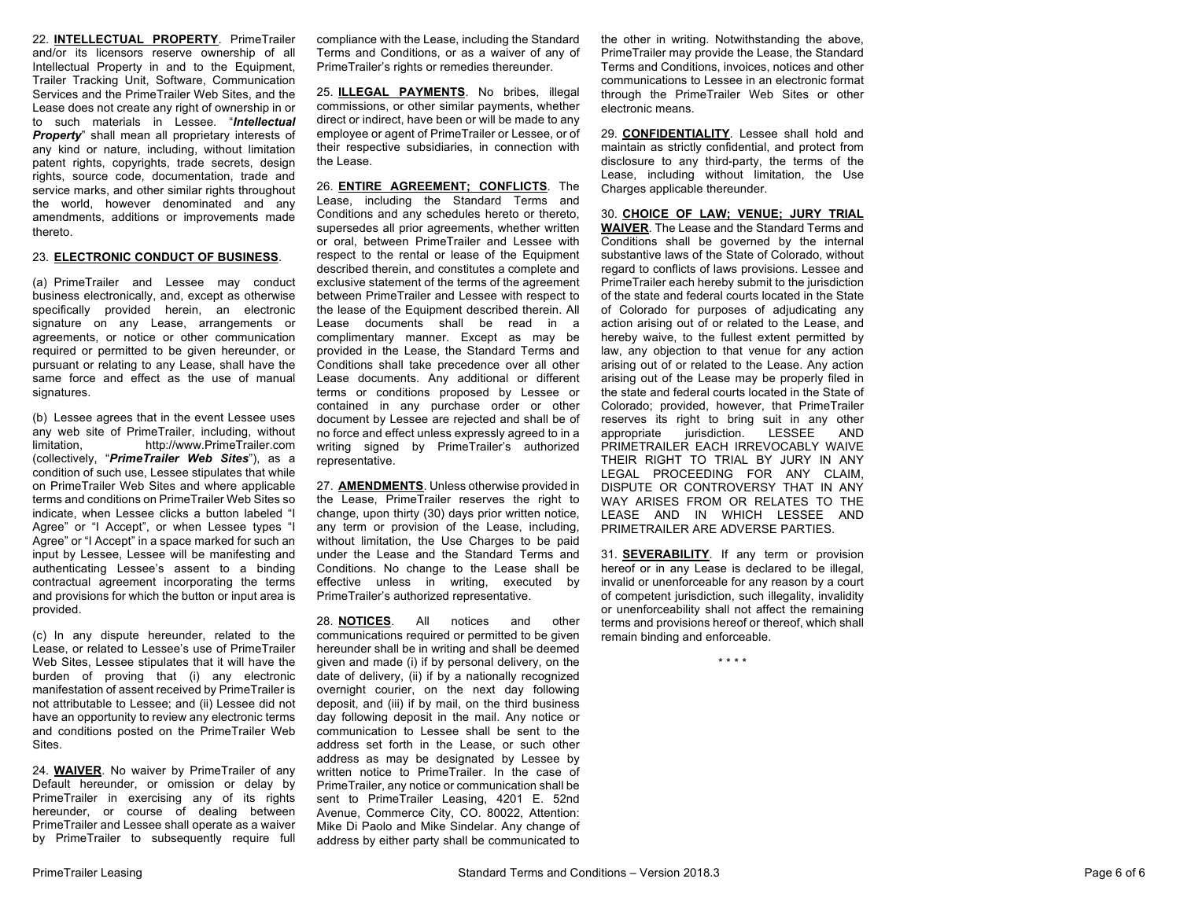22. **INTELLECTUAL PROPERTY**. PrimeTrailer and/or its licensors reserve ownership of all Intellectual Property in and to the Equipment, Trailer Tracking Unit, Software, Communication Services and the PrimeTrailer Web Sites, and the Lease does not create any right of ownership in or to such materials in Lessee. "***Intellectual Property***" shall mean all proprietary interests of any kind or nature, including, without limitation patent rights, copyrights, trade secrets, design rights, source code, documentation, trade and service marks, and other similar rights throughout the world, however denominated and any amendments, additions or improvements made thereto.

23. **ELECTRONIC CONDUCT OF BUSINESS**.

(a) PrimeTrailer and Lessee may conduct business electronically, and, except as otherwise specifically provided herein, an electronic signature on any Lease, arrangements or agreements, or notice or other communication required or permitted to be given hereunder, or pursuant or relating to any Lease, shall have the same force and effect as the use of manual signatures.

(b) Lessee agrees that in the event Lessee uses any web site of PrimeTrailer, including, without limitation, http://www.PrimeTrailer.com (collectively, "***PrimeTrailer Web Sites***"), as a condition of such use, Lessee stipulates that while on PrimeTrailer Web Sites and where applicable terms and conditions on PrimeTrailer Web Sites so indicate, when Lessee clicks a button labeled "I Agree" or "I Accept", or when Lessee types "I Agree" or "I Accept" in a space marked for such an input by Lessee, Lessee will be manifesting and authenticating Lessee's assent to a binding contractual agreement incorporating the terms and provisions for which the button or input area is provided.

(c) In any dispute hereunder, related to the Lease, or related to Lessee's use of PrimeTrailer Web Sites, Lessee stipulates that it will have the burden of proving that (i) any electronic manifestation of assent received by PrimeTrailer is not attributable to Lessee; and (ii) Lessee did not have an opportunity to review any electronic terms and conditions posted on the PrimeTrailer Web Sites.

24. **WAIVER**. No waiver by PrimeTrailer of any Default hereunder, or omission or delay by PrimeTrailer in exercising any of its rights hereunder, or course of dealing between PrimeTrailer and Lessee shall operate as a waiver by PrimeTrailer to subsequently require full compliance with the Lease, including the Standard Terms and Conditions, or as a waiver of any of PrimeTrailer's rights or remedies thereunder.

25. **ILLEGAL PAYMENTS**. No bribes, illegal commissions, or other similar payments, whether direct or indirect, have been or will be made to any employee or agent of PrimeTrailer or Lessee, or of their respective subsidiaries, in connection with the Lease.

26. **ENTIRE AGREEMENT; CONFLICTS**. The Lease, including the Standard Terms and Conditions and any schedules hereto or thereto, supersedes all prior agreements, whether written or oral, between PrimeTrailer and Lessee with respect to the rental or lease of the Equipment described therein, and constitutes a complete and exclusive statement of the terms of the agreement between PrimeTrailer and Lessee with respect to the lease of the Equipment described therein. All Lease documents shall be read in a complimentary manner. Except as may be provided in the Lease, the Standard Terms and Conditions shall take precedence over all other Lease documents. Any additional or different terms or conditions proposed by Lessee or contained in any purchase order or other document by Lessee are rejected and shall be of no force and effect unless expressly agreed to in a writing signed by PrimeTrailer's authorized representative.

27. **AMENDMENTS**. Unless otherwise provided in the Lease, PrimeTrailer reserves the right to change, upon thirty (30) days prior written notice, any term or provision of the Lease, including, without limitation, the Use Charges to be paid under the Lease and the Standard Terms and Conditions. No change to the Lease shall be effective unless in writing, executed by PrimeTrailer's authorized representative.

28. **NOTICES**. All notices and other communications required or permitted to be given hereunder shall be in writing and shall be deemed given and made (i) if by personal delivery, on the date of delivery, (ii) if by a nationally recognized overnight courier, on the next day following deposit, and (iii) if by mail, on the third business day following deposit in the mail. Any notice or communication to Lessee shall be sent to the address set forth in the Lease, or such other address as may be designated by Lessee by written notice to PrimeTrailer. In the case of PrimeTrailer, any notice or communication shall be sent to PrimeTrailer Leasing, 4201 E. 52nd Avenue, Commerce City, CO. 80022, Attention: Mike Di Paolo and Mike Sindelar. Any change of address by either party shall be communicated to the other in writing. Notwithstanding the above, PrimeTrailer may provide the Lease, the Standard Terms and Conditions, invoices, notices and other communications to Lessee in an electronic format through the PrimeTrailer Web Sites or other electronic means.

29. **CONFIDENTIALITY**. Lessee shall hold and maintain as strictly confidential, and protect from disclosure to any third-party, the terms of the Lease, including without limitation, the Use Charges applicable thereunder.

30. **CHOICE OF LAW; VENUE; JURY TRIAL WAIVER**. The Lease and the Standard Terms and Conditions shall be governed by the internal substantive laws of the State of Colorado, without regard to conflicts of laws provisions. Lessee and PrimeTrailer each hereby submit to the jurisdiction of the state and federal courts located in the State of Colorado for purposes of adjudicating any action arising out of or related to the Lease, and hereby waive, to the fullest extent permitted by law, any objection to that venue for any action arising out of or related to the Lease. Any action arising out of the Lease may be properly filed in the state and federal courts located in the State of Colorado; provided, however, that PrimeTrailer reserves its right to bring suit in any other appropriate jurisdiction. LESSEE AND PRIMETRAILER EACH IRREVOCABLY WAIVE THEIR RIGHT TO TRIAL BY JURY IN ANY LEGAL PROCEEDING FOR ANY CLAIM, DISPUTE OR CONTROVERSY THAT IN ANY WAY ARISES FROM OR RELATES TO THE LEASE AND IN WHICH LESSEE AND PRIMETRAILER ARE ADVERSE PARTIES.

31. **SEVERABILITY**. If any term or provision hereof or in any Lease is declared to be illegal, invalid or unenforceable for any reason by a court of competent jurisdiction, such illegality, invalidity or unenforceability shall not affect the remaining terms and provisions hereof or thereof, which shall remain binding and enforceable.

\* \* \* \*